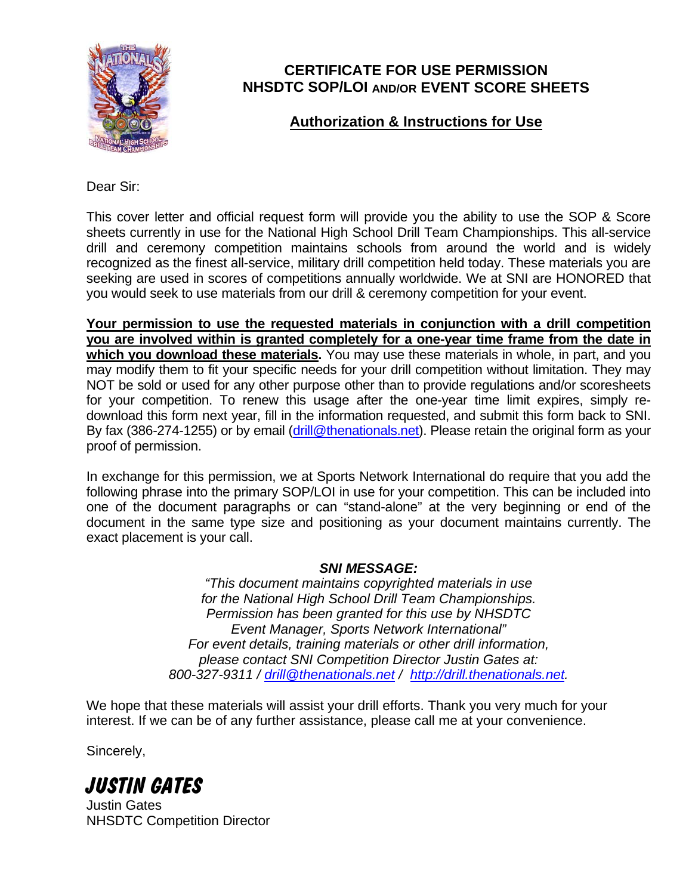# CERTIFICATE FOR USE PERMISSION
# NHSDTC SOP/LOI AND/OR EVENT SCORE SHEETS

## Authorization & Instructions for Use

Dear Sir:

This cover letter and official request form will provide you the ability to use the SOP & Score sheets currently in use for the National High School Drill Team Championships. This all-service drill and ceremony competition maintains schools from around the world and is widely recognized as the finest all-service, military drill competition held today. These materials you are seeking are used in scores of competitions annually worldwide. We at SNI are HONORED that you would seek to use materials from our drill & ceremony competition for your event.

**Your permission to use the requested materials in conjunction with a drill competition you are involved within is granted completely for a one-year time frame from the date in which you download these materials.** You may use these materials in whole, in part, and you may modify them to fit your specific needs for your drill competition without limitation. They may NOT be sold or used for any other purpose other than to provide regulations and/or scoresheets for your competition. To renew this usage after the one-year time limit expires, simply re-download this form next year, fill in the information requested, and submit this form back to SNI. By fax (386-274-1255) or by email (drill@thenationals.net). Please retain the original form as your proof of permission.

In exchange for this permission, we at Sports Network International do require that you add the following phrase into the primary SOP/LOI in use for your competition. This can be included into one of the document paragraphs or can "stand-alone" at the very beginning or end of the document in the same type size and positioning as your document maintains currently. The exact placement is your call.

***SNI MESSAGE:***

*"This document maintains copyrighted materials in use for the National High School Drill Team Championships. Permission has been granted for this use by NHSDTC Event Manager, Sports Network International"*
*For event details, training materials or other drill information, please contact SNI Competition Director Justin Gates at:*
*800-327-9311 / drill@thenationals.net / http://drill.thenationals.net.*

We hope that these materials will assist your drill efforts. Thank you very much for your interest. If we can be of any further assistance, please call me at your convenience.

Sincerely,

*JUSTIN GATES*
Justin Gates
NHSDTC Competition Director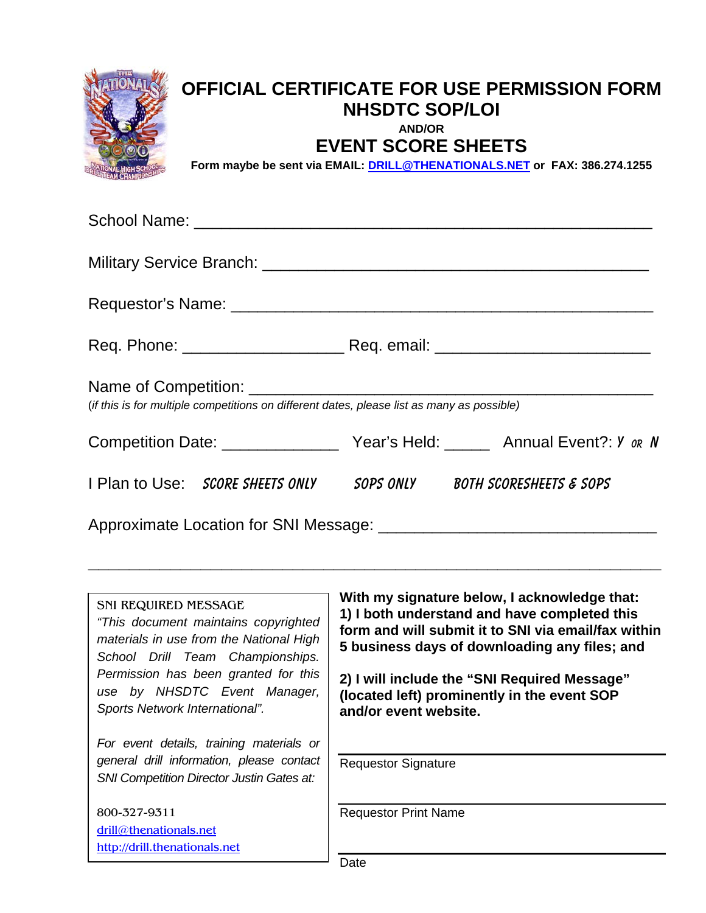# OFFICIAL CERTIFICATE FOR USE PERMISSION FORM
## NHSDTC SOP/LOI

**AND/OR**

## EVENT SCORE SHEETS

**Form maybe be sent via EMAIL: [DRILL@THENATIONALS.NET](mailto:DRILL@THENATIONALS.NET) or FAX: 386.274.1255**

School Name: ______________________________________________

Military Service Branch: ________________________________________

Requestor's Name: ___________________________________________

Req. Phone: _________________ Req. email: _______________________

Name of Competition: ________________________________________
*(if this is for multiple competitions on different dates, please list as many as possible)*

Competition Date: ____________ Year's Held: _____ Annual Event?: Y or N

I Plan to Use: SCORE SHEETS ONLY SOPS ONLY BOTH SCORESHEETS & SOPS

Approximate Location for SNI Message: ____________________________

---

SNI REQUIRED MESSAGE

*"This document maintains copyrighted materials in use from the National High School Drill Team Championships. Permission has been granted for this use by NHSDTC Event Manager, Sports Network International".*

*For event details, training materials or general drill information, please contact SNI Competition Director Justin Gates at:*

800-327-9311
[drill@thenationals.net](mailto:drill@thenationals.net)
[http://drill.thenationals.net](http://drill.thenationals.net)

**With my signature below, I acknowledge that:**
**1) I both understand and have completed this form and will submit it to SNI via email/fax within 5 business days of downloading any files; and**

**2) I will include the "SNI Required Message" (located left) prominently in the event SOP and/or event website.**

_______________________________
Requestor Signature

_______________________________
Requestor Print Name

_______________________________
Date